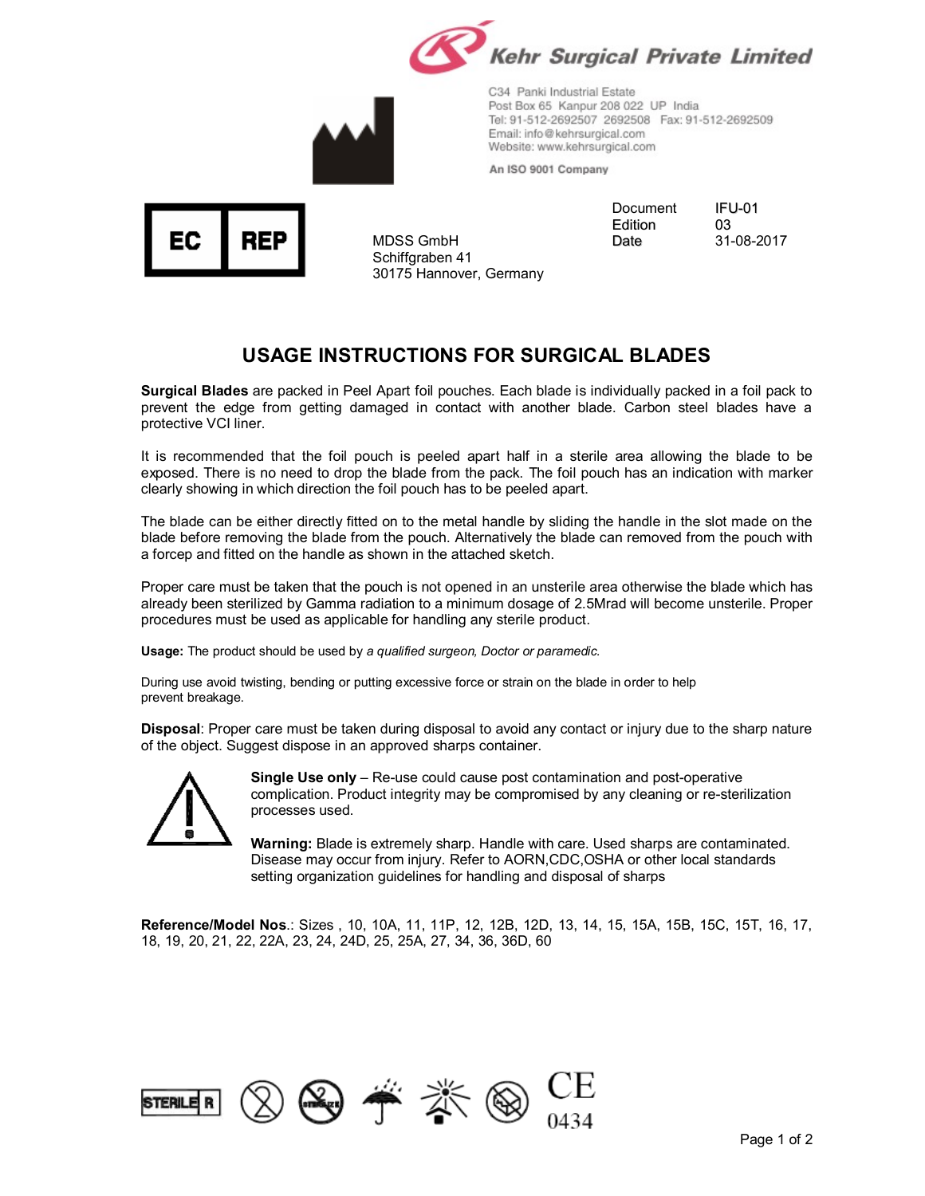**Kehr Surgical Private Limited**

C34 Panki Industrial Estate
Post Box 65 Kanpur 208 022 UP India
Tel: 91-512-2692507 2692508 Fax: 91-512-2692509
Email: info@kehrsurgical.com
Website: www.kehrsurgical.com

**An ISO 9001 Company**

EC REP

MDSS GmbH
Schiffgraben 41
30175 Hannover, Germany

| | |
|---|---|
| Document | IFU-01 |
| Edition | 03 |
| Date | 31-08-2017 |

# USAGE INSTRUCTIONS FOR SURGICAL BLADES

**Surgical Blades** are packed in Peel Apart foil pouches. Each blade is individually packed in a foil pack to prevent the edge from getting damaged in contact with another blade. Carbon steel blades have a protective VCI liner.

It is recommended that the foil pouch is peeled apart half in a sterile area allowing the blade to be exposed. There is no need to drop the blade from the pack. The foil pouch has an indication with marker clearly showing in which direction the foil pouch has to be peeled apart.

The blade can be either directly fitted on to the metal handle by sliding the handle in the slot made on the blade before removing the blade from the pouch. Alternatively the blade can removed from the pouch with a forcep and fitted on the handle as shown in the attached sketch.

Proper care must be taken that the pouch is not opened in an unsterile area otherwise the blade which has already been sterilized by Gamma radiation to a minimum dosage of 2.5Mrad will become unsterile. Proper procedures must be used as applicable for handling any sterile product.

**Usage:** The product should be used by *a qualified surgeon, Doctor or paramedic.*

During use avoid twisting, bending or putting excessive force or strain on the blade in order to help prevent breakage.

**Disposal**: Proper care must be taken during disposal to avoid any contact or injury due to the sharp nature of the object. Suggest dispose in an approved sharps container.

**Single Use only** – Re-use could cause post contamination and post-operative complication. Product integrity may be compromised by any cleaning or re-sterilization processes used.

**Warning:** Blade is extremely sharp. Handle with care. Used sharps are contaminated. Disease may occur from injury. Refer to AORN,CDC,OSHA or other local standards setting organization guidelines for handling and disposal of sharps

**Reference/Model Nos.**: Sizes , 10, 10A, 11, 11P, 12, 12B, 12D, 13, 14, 15, 15A, 15B, 15C, 15T, 16, 17, 18, 19, 20, 21, 22, 22A, 23, 24, 24D, 25, 25A, 27, 34, 36, 36D, 60

STERILE R

CE 0434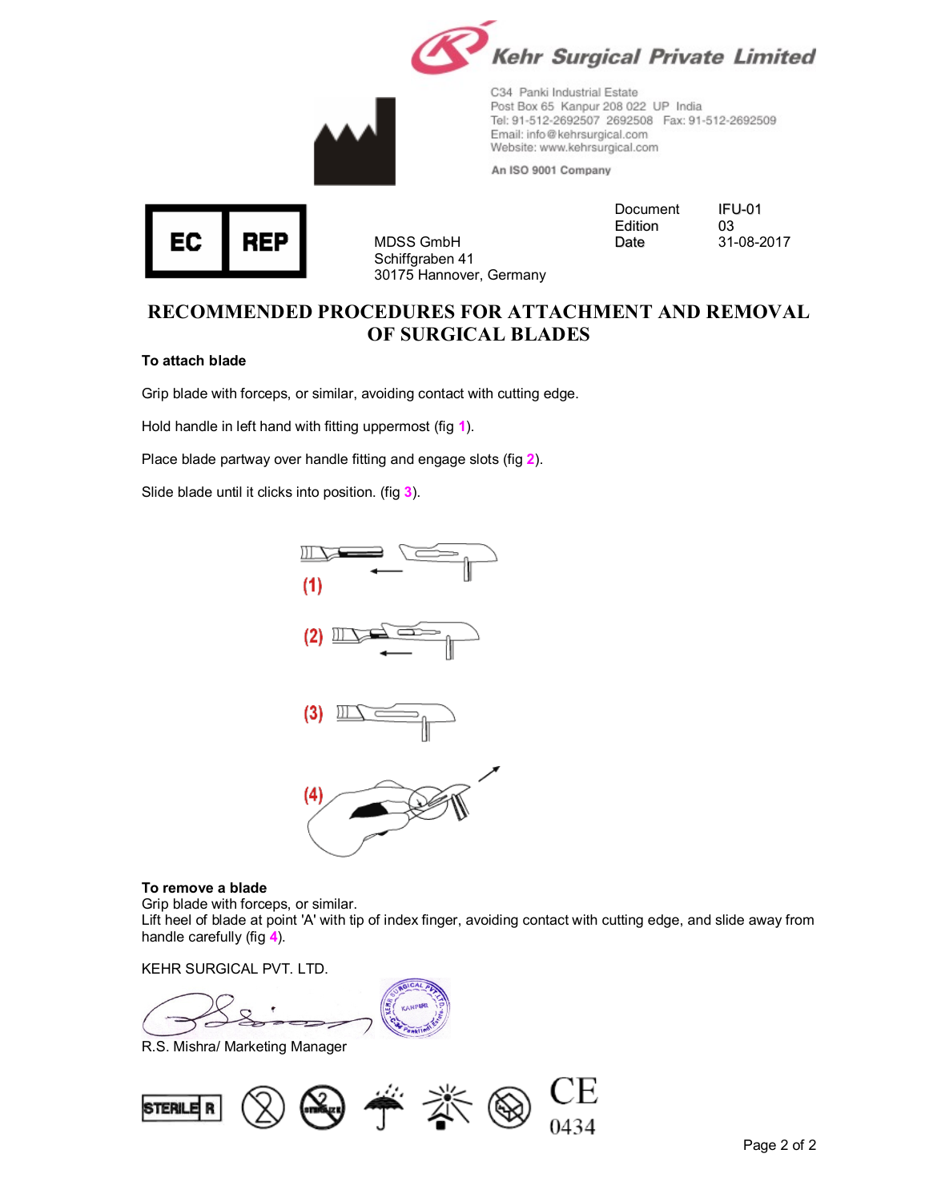Kehr Surgical Private Limited

C34 Panki Industrial Estate
Post Box 65 Kanpur 208 022 UP India
Tel: 91-512-2692507 2692508 Fax: 91-512-2692509
Email: info@kehrsurgical.com
Website: www.kehrsurgical.com

An ISO 9001 Company

EC REP

MDSS GmbH
Schiffgraben 41
30175 Hannover, Germany

| | |
|---|---|
| Document | IFU-01 |
| Edition | 03 |
| Date | 31-08-2017 |

# RECOMMENDED PROCEDURES FOR ATTACHMENT AND REMOVAL OF SURGICAL BLADES

**To attach blade**

Grip blade with forceps, or similar, avoiding contact with cutting edge.

Hold handle in left hand with fitting uppermost (fig 1).

Place blade partway over handle fitting and engage slots (fig 2).

Slide blade until it clicks into position. (fig 3).

(1)

(2)

(3)

(4)

**To remove a blade**

Grip blade with forceps, or similar.
Lift heel of blade at point 'A' with tip of index finger, avoiding contact with cutting edge, and slide away from handle carefully (fig 4).

KEHR SURGICAL PVT. LTD.

R.S. Mishra/ Marketing Manager

STERILE R

CE 0434